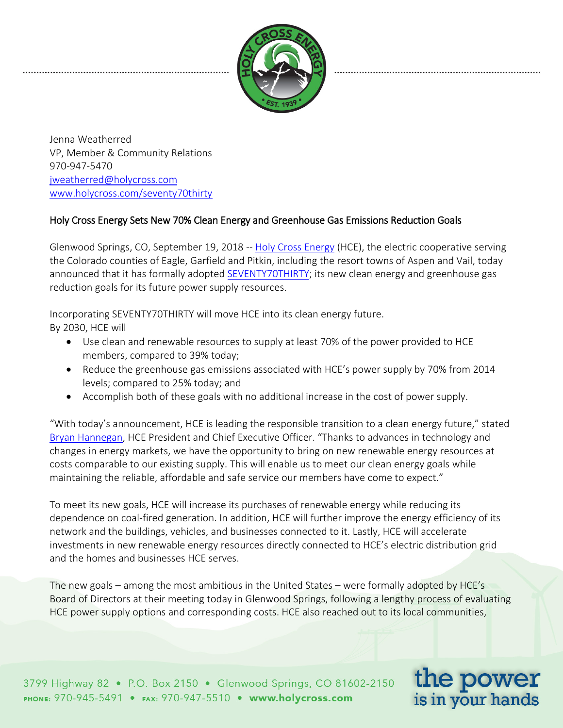Jenna Weatherred
VP, Member & Community Relations
970-947-5470
jweatherred@holycross.com
www.holycross.com/seventy70thirty

## Holy Cross Energy Sets New 70% Clean Energy and Greenhouse Gas Emissions Reduction Goals

Glenwood Springs, CO, September 19, 2018 -- Holy Cross Energy (HCE), the electric cooperative serving the Colorado counties of Eagle, Garfield and Pitkin, including the resort towns of Aspen and Vail, today announced that it has formally adopted SEVENTY70THIRTY; its new clean energy and greenhouse gas reduction goals for its future power supply resources.

Incorporating SEVENTY70THIRTY will move HCE into its clean energy future.
By 2030, HCE will

- Use clean and renewable resources to supply at least 70% of the power provided to HCE members, compared to 39% today;
- Reduce the greenhouse gas emissions associated with HCE's power supply by 70% from 2014 levels; compared to 25% today; and
- Accomplish both of these goals with no additional increase in the cost of power supply.

"With today's announcement, HCE is leading the responsible transition to a clean energy future," stated Bryan Hannegan, HCE President and Chief Executive Officer. "Thanks to advances in technology and changes in energy markets, we have the opportunity to bring on new renewable energy resources at costs comparable to our existing supply. This will enable us to meet our clean energy goals while maintaining the reliable, affordable and safe service our members have come to expect."

To meet its new goals, HCE will increase its purchases of renewable energy while reducing its dependence on coal-fired generation. In addition, HCE will further improve the energy efficiency of its network and the buildings, vehicles, and businesses connected to it. Lastly, HCE will accelerate investments in new renewable energy resources directly connected to HCE's electric distribution grid and the homes and businesses HCE serves.

The new goals – among the most ambitious in the United States – were formally adopted by HCE's Board of Directors at their meeting today in Glenwood Springs, following a lengthy process of evaluating HCE power supply options and corresponding costs. HCE also reached out to its local communities,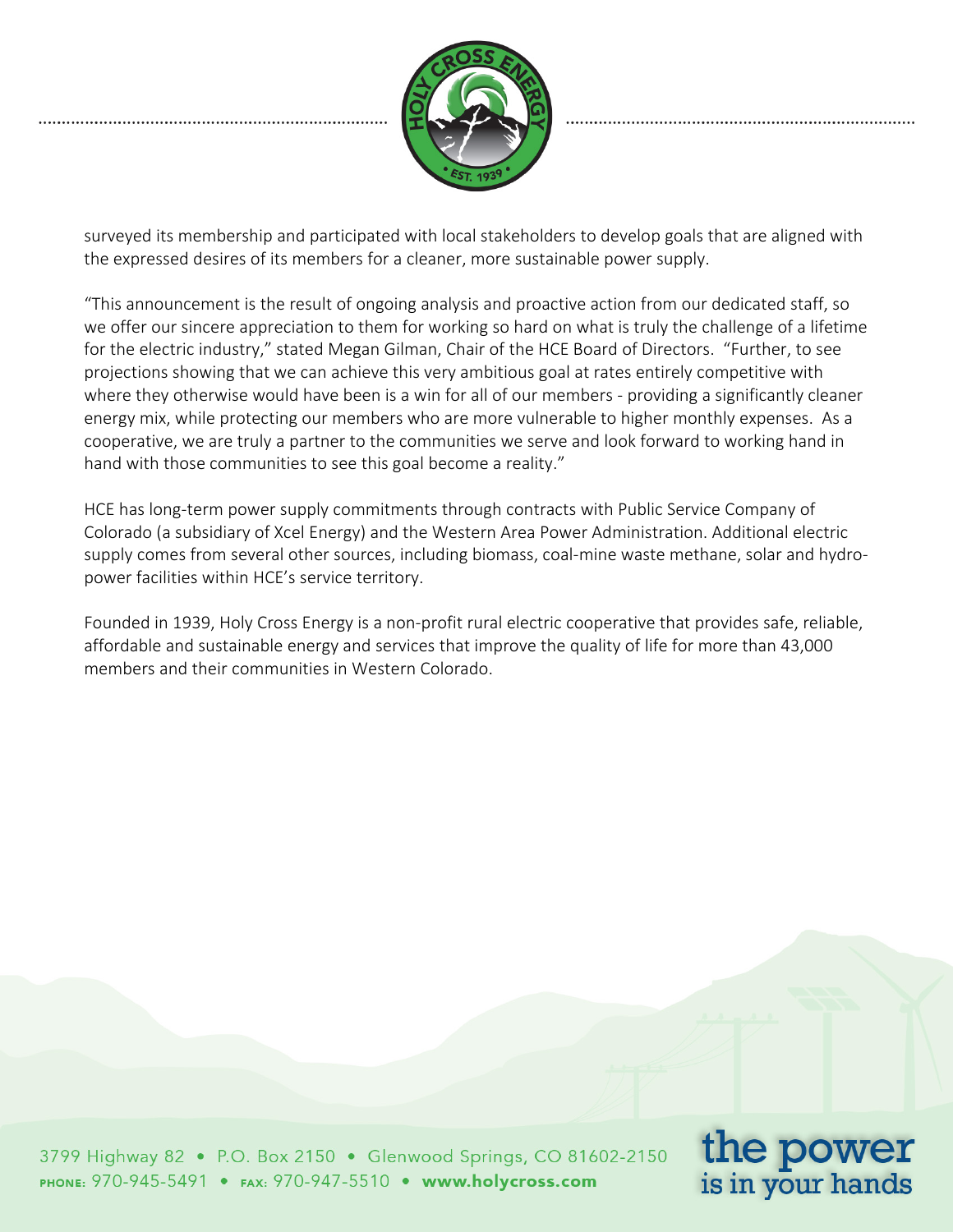surveyed its membership and participated with local stakeholders to develop goals that are aligned with the expressed desires of its members for a cleaner, more sustainable power supply.

"This announcement is the result of ongoing analysis and proactive action from our dedicated staff, so we offer our sincere appreciation to them for working so hard on what is truly the challenge of a lifetime for the electric industry," stated Megan Gilman, Chair of the HCE Board of Directors. "Further, to see projections showing that we can achieve this very ambitious goal at rates entirely competitive with where they otherwise would have been is a win for all of our members - providing a significantly cleaner energy mix, while protecting our members who are more vulnerable to higher monthly expenses. As a cooperative, we are truly a partner to the communities we serve and look forward to working hand in hand with those communities to see this goal become a reality."

HCE has long-term power supply commitments through contracts with Public Service Company of Colorado (a subsidiary of Xcel Energy) and the Western Area Power Administration. Additional electric supply comes from several other sources, including biomass, coal-mine waste methane, solar and hydro-power facilities within HCE's service territory.

Founded in 1939, Holy Cross Energy is a non-profit rural electric cooperative that provides safe, reliable, affordable and sustainable energy and services that improve the quality of life for more than 43,000 members and their communities in Western Colorado.